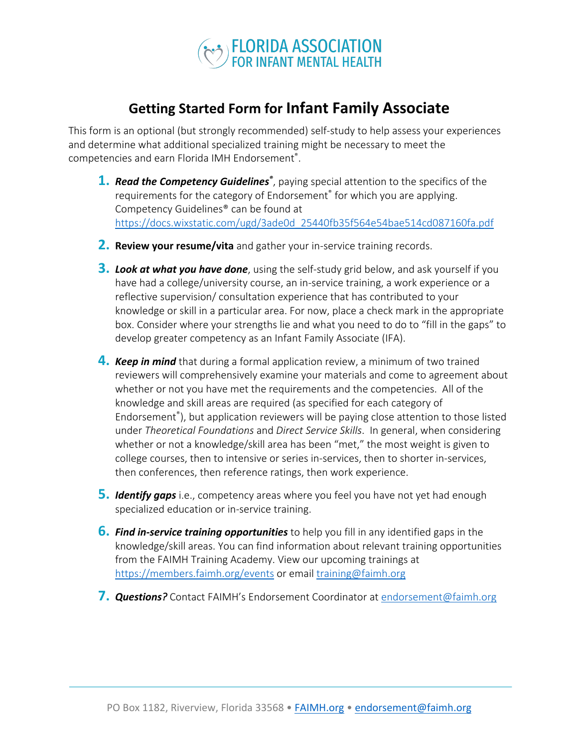FLORIDA ASSOCIATION FOR INFANT MENTAL HEALTH

# Getting Started Form for Infant Family Associate

This form is an optional (but strongly recommended) self-study to help assess your experiences and determine what additional specialized training might be necessary to meet the competencies and earn Florida IMH Endorsement®.

1. ***Read the Competency Guidelines®***, paying special attention to the specifics of the requirements for the category of Endorsement® for which you are applying. Competency Guidelines® can be found at https://docs.wixstatic.com/ugd/3ade0d_25440fb35f564e54bae514cd087160fa.pdf

2. **Review your resume/vita** and gather your in-service training records.

3. ***Look at what you have done***, using the self-study grid below, and ask yourself if you have had a college/university course, an in-service training, a work experience or a reflective supervision/ consultation experience that has contributed to your knowledge or skill in a particular area. For now, place a check mark in the appropriate box. Consider where your strengths lie and what you need to do to "fill in the gaps" to develop greater competency as an Infant Family Associate (IFA).

4. ***Keep in mind*** that during a formal application review, a minimum of two trained reviewers will comprehensively examine your materials and come to agreement about whether or not you have met the requirements and the competencies. All of the knowledge and skill areas are required (as specified for each category of Endorsement®), but application reviewers will be paying close attention to those listed under *Theoretical Foundations* and *Direct Service Skills*. In general, when considering whether or not a knowledge/skill area has been "met," the most weight is given to college courses, then to intensive or series in-services, then to shorter in-services, then conferences, then reference ratings, then work experience.

5. ***Identify gaps*** i.e., competency areas where you feel you have not yet had enough specialized education or in-service training.

6. ***Find in-service training opportunities*** to help you fill in any identified gaps in the knowledge/skill areas. You can find information about relevant training opportunities from the FAIMH Training Academy. View our upcoming trainings at https://members.faimh.org/events or email training@faimh.org

7. ***Questions?*** Contact FAIMH's Endorsement Coordinator at endorsement@faimh.org

PO Box 1182, Riverview, Florida 33568 • FAIMH.org • endorsement@faimh.org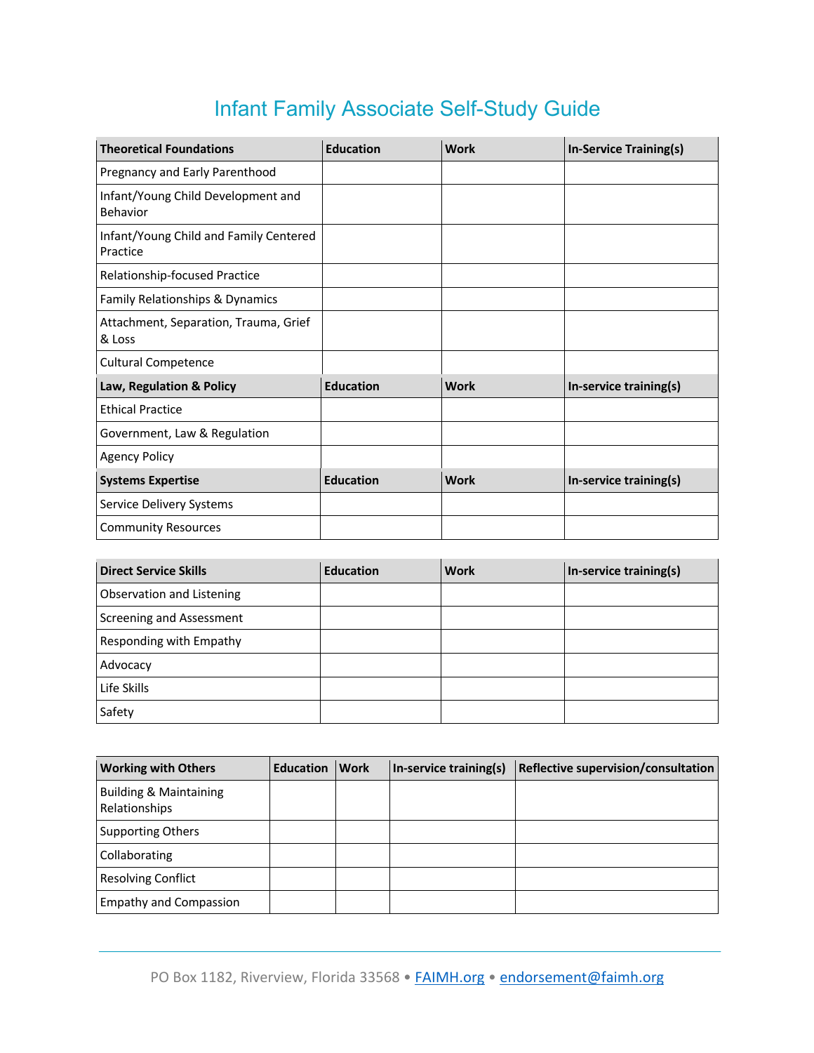# Infant Family Associate Self-Study Guide

| Theoretical Foundations | Education | Work | In-Service Training(s) |
|---|---|---|---|
| Pregnancy and Early Parenthood | | | |
| Infant/Young Child Development and Behavior | | | |
| Infant/Young Child and Family Centered Practice | | | |
| Relationship-focused Practice | | | |
| Family Relationships & Dynamics | | | |
| Attachment, Separation, Trauma, Grief & Loss | | | |
| Cultural Competence | | | |
| **Law, Regulation & Policy** | **Education** | **Work** | **In-service training(s)** |
| Ethical Practice | | | |
| Government, Law & Regulation | | | |
| Agency Policy | | | |
| **Systems Expertise** | **Education** | **Work** | **In-service training(s)** |
| Service Delivery Systems | | | |
| Community Resources | | | |

| Direct Service Skills | Education | Work | In-service training(s) |
|---|---|---|---|
| Observation and Listening | | | |
| Screening and Assessment | | | |
| Responding with Empathy | | | |
| Advocacy | | | |
| Life Skills | | | |
| Safety | | | |

| Working with Others | Education | Work | In-service training(s) | Reflective supervision/consultation |
|---|---|---|---|---|
| Building & Maintaining Relationships | | | | |
| Supporting Others | | | | |
| Collaborating | | | | |
| Resolving Conflict | | | | |
| Empathy and Compassion | | | | |

PO Box 1182, Riverview, Florida 33568 • FAIMH.org • endorsement@faimh.org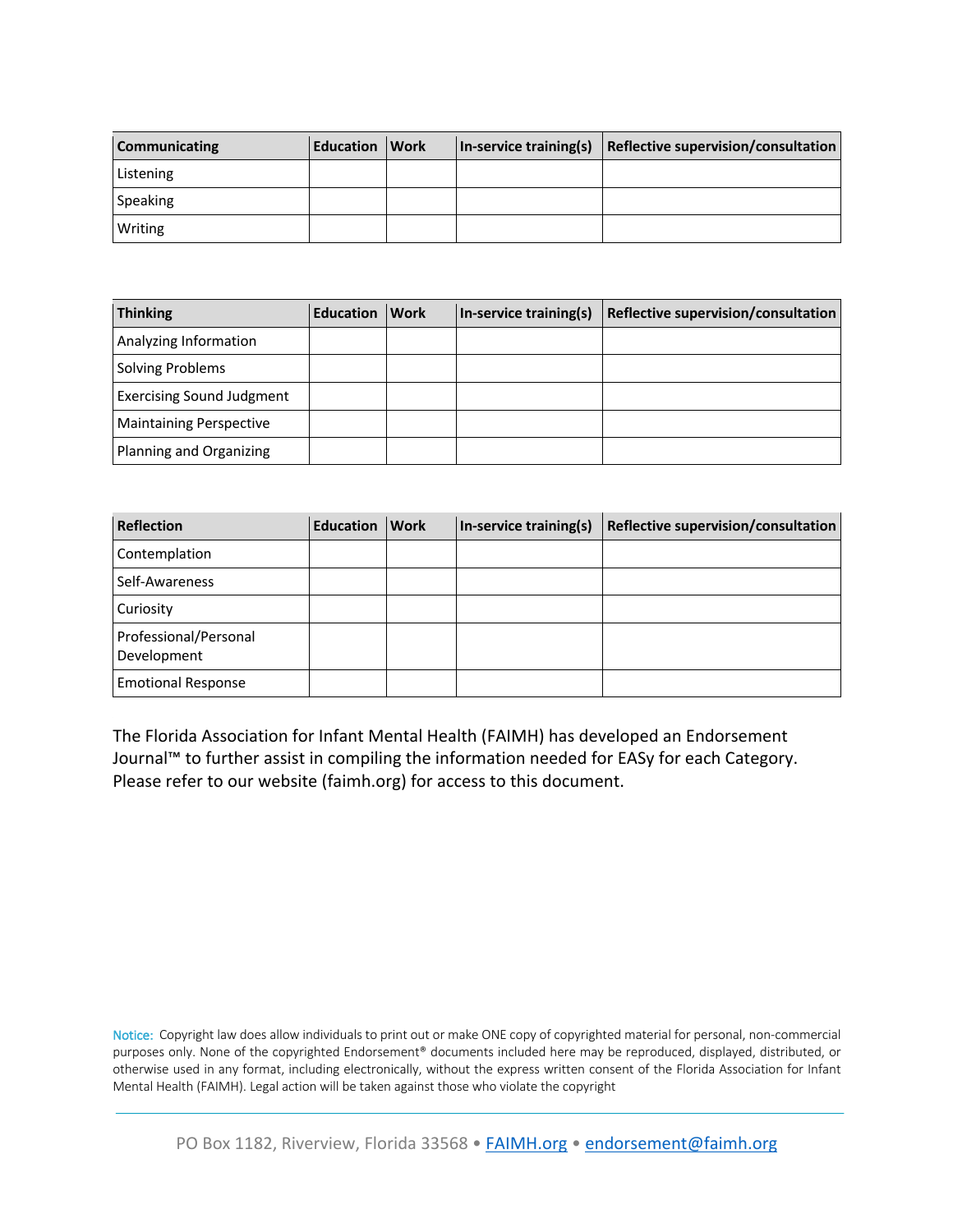| Communicating | Education | Work | In-service training(s) | Reflective supervision/consultation |
|---|---|---|---|---|
| Listening | | | | |
| Speaking | | | | |
| Writing | | | | |

| Thinking | Education | Work | In-service training(s) | Reflective supervision/consultation |
|---|---|---|---|---|
| Analyzing Information | | | | |
| Solving Problems | | | | |
| Exercising Sound Judgment | | | | |
| Maintaining Perspective | | | | |
| Planning and Organizing | | | | |

| Reflection | Education | Work | In-service training(s) | Reflective supervision/consultation |
|---|---|---|---|---|
| Contemplation | | | | |
| Self-Awareness | | | | |
| Curiosity | | | | |
| Professional/Personal Development | | | | |
| Emotional Response | | | | |

The Florida Association for Infant Mental Health (FAIMH) has developed an Endorsement Journal™ to further assist in compiling the information needed for EASy for each Category. Please refer to our website (faimh.org) for access to this document.

Notice: Copyright law does allow individuals to print out or make ONE copy of copyrighted material for personal, non-commercial purposes only. None of the copyrighted Endorsement® documents included here may be reproduced, displayed, distributed, or otherwise used in any format, including electronically, without the express written consent of the Florida Association for Infant Mental Health (FAIMH). Legal action will be taken against those who violate the copyright

PO Box 1182, Riverview, Florida 33568 • FAIMH.org • endorsement@faimh.org